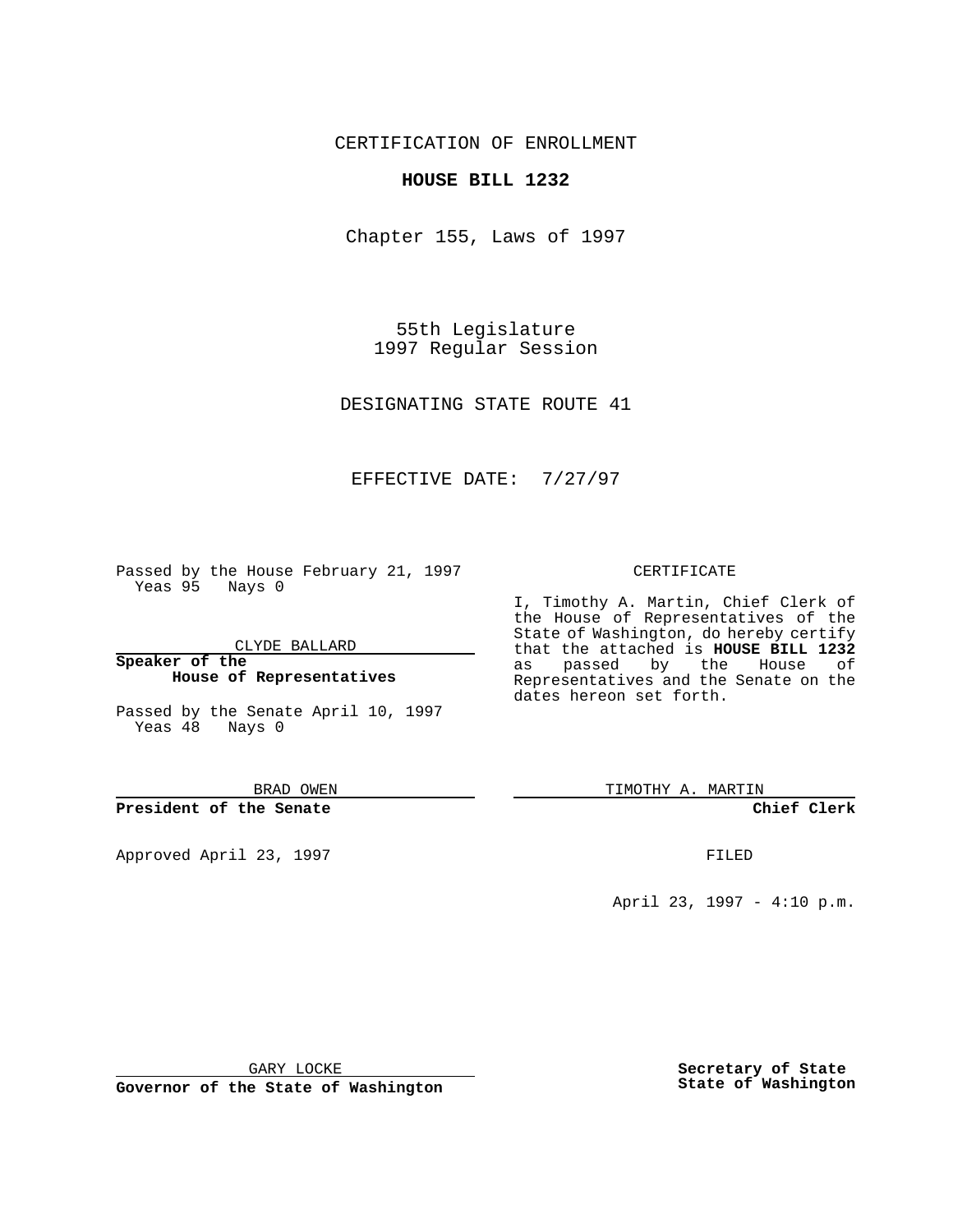CERTIFICATION OF ENROLLMENT

**HOUSE BILL 1232**

Chapter 155, Laws of 1997

55th Legislature
1997 Regular Session

DESIGNATING STATE ROUTE 41

EFFECTIVE DATE: 7/27/97

Passed by the House February 21, 1997
Yeas 95 Nays 0

CLYDE BALLARD

**Speaker of the House of Representatives**

Passed by the Senate April 10, 1997
Yeas 48 Nays 0

BRAD OWEN

**President of the Senate**

Approved April 23, 1997

GARY LOCKE

**Governor of the State of Washington**

CERTIFICATE

I, Timothy A. Martin, Chief Clerk of the House of Representatives of the State of Washington, do hereby certify that the attached is **HOUSE BILL 1232** as passed by the House of Representatives and the Senate on the dates hereon set forth.

TIMOTHY A. MARTIN

**Chief Clerk**

FILED

April 23, 1997 - 4:10 p.m.

**Secretary of State**
**State of Washington**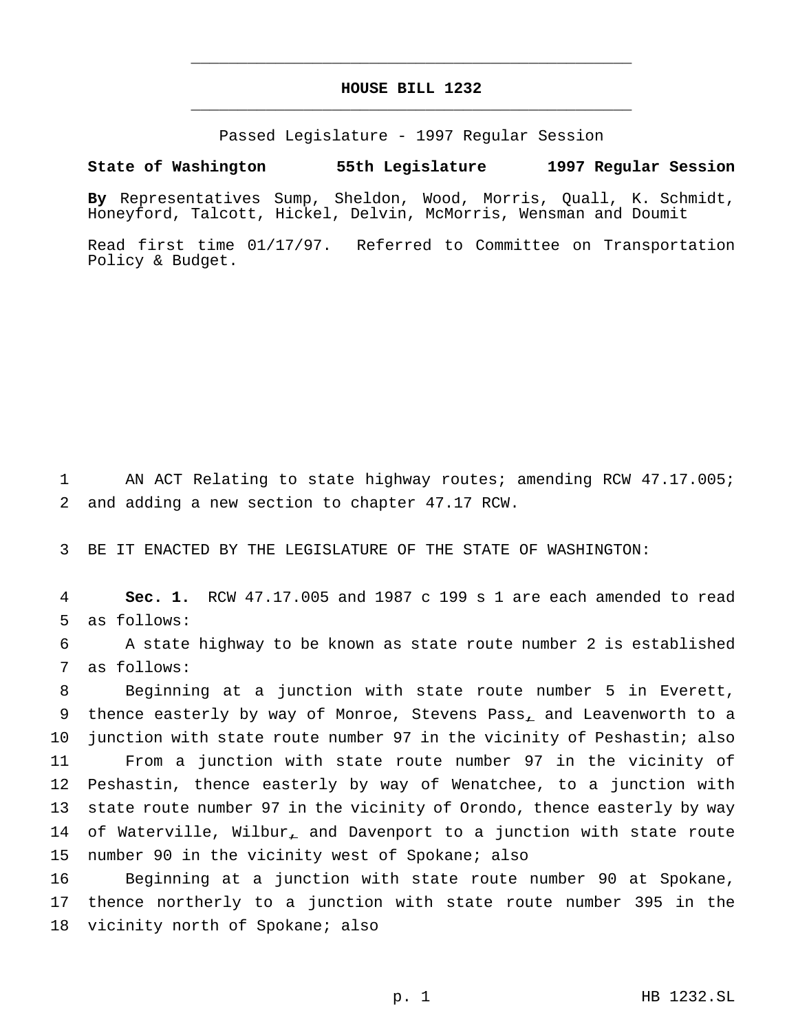# HOUSE BILL 1232

Passed Legislature - 1997 Regular Session

**State of Washington 55th Legislature 1997 Regular Session**

**By** Representatives Sump, Sheldon, Wood, Morris, Quall, K. Schmidt, Honeyford, Talcott, Hickel, Delvin, McMorris, Wensman and Doumit

Read first time 01/17/97. Referred to Committee on Transportation Policy & Budget.

1 AN ACT Relating to state highway routes; amending RCW 47.17.005;
2 and adding a new section to chapter 47.17 RCW.

3 BE IT ENACTED BY THE LEGISLATURE OF THE STATE OF WASHINGTON:

4 **Sec. 1.** RCW 47.17.005 and 1987 c 199 s 1 are each amended to read
5 as follows:

6 A state highway to be known as state route number 2 is established
7 as follows:

8 Beginning at a junction with state route number 5 in Everett,
9 thence easterly by way of Monroe, Stevens Pass, and Leavenworth to a
10 junction with state route number 97 in the vicinity of Peshastin; also

11 From a junction with state route number 97 in the vicinity of
12 Peshastin, thence easterly by way of Wenatchee, to a junction with
13 state route number 97 in the vicinity of Orondo, thence easterly by way
14 of Waterville, Wilbur, and Davenport to a junction with state route
15 number 90 in the vicinity west of Spokane; also

16 Beginning at a junction with state route number 90 at Spokane,
17 thence northerly to a junction with state route number 395 in the
18 vicinity north of Spokane; also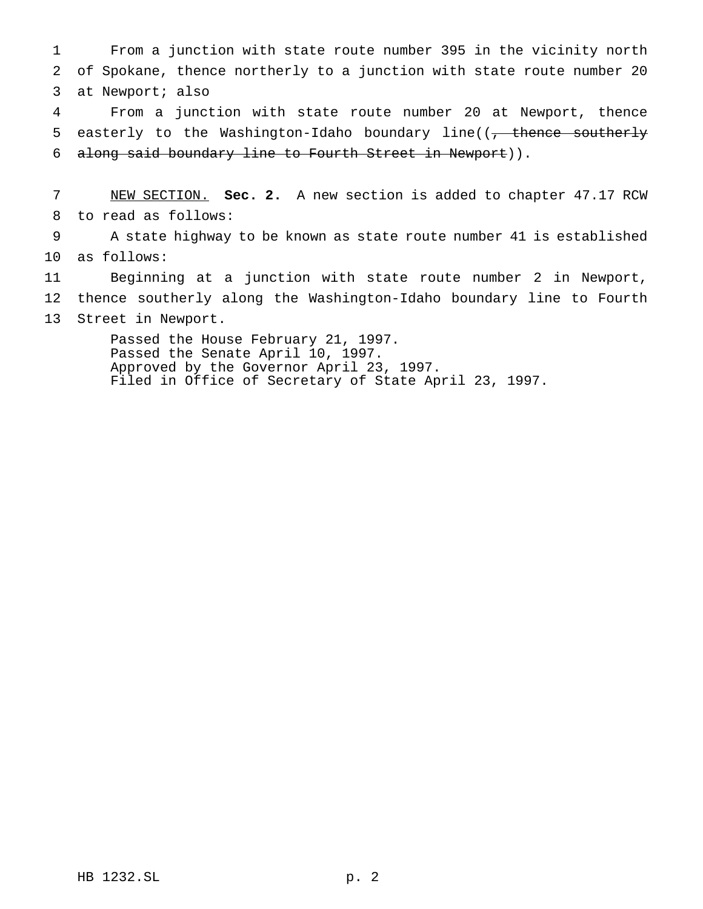From a junction with state route number 395 in the vicinity north of Spokane, thence northerly to a junction with state route number 20 at Newport; also

From a junction with state route number 20 at Newport, thence easterly to the Washington-Idaho boundary line((~~, thence southerly along said boundary line to Fourth Street in Newport~~)).

NEW SECTION. **Sec. 2.** A new section is added to chapter 47.17 RCW to read as follows:

A state highway to be known as state route number 41 is established as follows:

Beginning at a junction with state route number 2 in Newport, thence southerly along the Washington-Idaho boundary line to Fourth Street in Newport.

Passed the House February 21, 1997.
Passed the Senate April 10, 1997.
Approved by the Governor April 23, 1997.
Filed in Office of Secretary of State April 23, 1997.